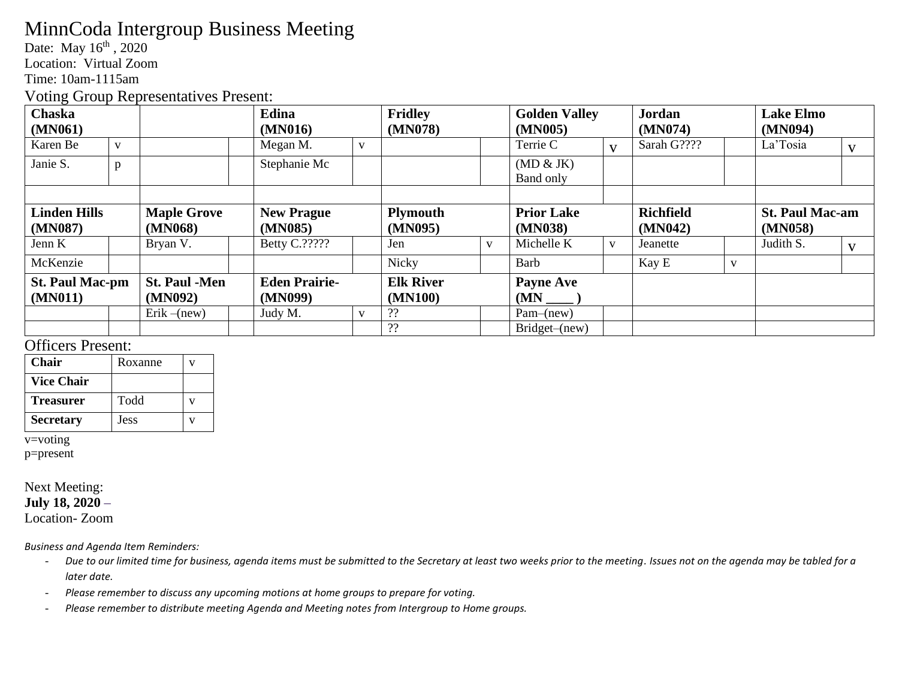# MinnCoda Intergroup Business Meeting

Date: May 16th , 2020
Location: Virtual Zoom
Time: 10am-1115am

Voting Group Representatives Present:

| **Chaska (MN061)** | | | | **Edina (MN016)** | | **Fridley (MN078)** | | **Golden Valley (MN005)** | | **Jordan (MN074)** | | **Lake Elmo (MN094)** | |
|---|---|---|---|---|---|---|---|---|---|---|---|---|---|
| Karen Be | v | | | Megan M. | v | | | Terrie C | v | Sarah G???? | | La'Tosia | v |
| Janie S. | p | | | Stephanie Mc | | | | (MD & JK) Band only | | | | | |
| | | | | | | | | | | | | | |
| **Linden Hills (MN087)** | | **Maple Grove (MN068)** | | **New Prague (MN085)** | | **Plymouth (MN095)** | | **Prior Lake (MN038)** | | **Richfield (MN042)** | | **St. Paul Mac-am (MN058)** | |
| Jenn K | | Bryan V. | | Betty C.????? | | Jen | v | Michelle K | v | Jeanette | | Judith S. | v |
| McKenzie | | | | | | Nicky | | Barb | | Kay E | v | | |
| **St. Paul Mac-pm (MN011)** | | **St. Paul -Men (MN092)** | | **Eden Prairie- (MN099)** | | **Elk River (MN100)** | | **Payne Ave (MN ____ )** | | | | | |
| | | Erik –(new) | | Judy M. | v | ?? | | Pam–(new) | | | | | |
| | | | | | | ?? | | Bridget–(new) | | | | | |

Officers Present:

| **Chair** | Roxanne | v |
|---|---|---|
| **Vice Chair** | | |
| **Treasurer** | Todd | v |
| **Secretary** | Jess | v |

v=voting
p=present

Next Meeting:
**July 18, 2020** –
Location- Zoom

*Business and Agenda Item Reminders:*

- *Due to our limited time for business, agenda items must be submitted to the Secretary at least two weeks prior to the meeting. Issues not on the agenda may be tabled for a later date.*
- *Please remember to discuss any upcoming motions at home groups to prepare for voting.*
- *Please remember to distribute meeting Agenda and Meeting notes from Intergroup to Home groups.*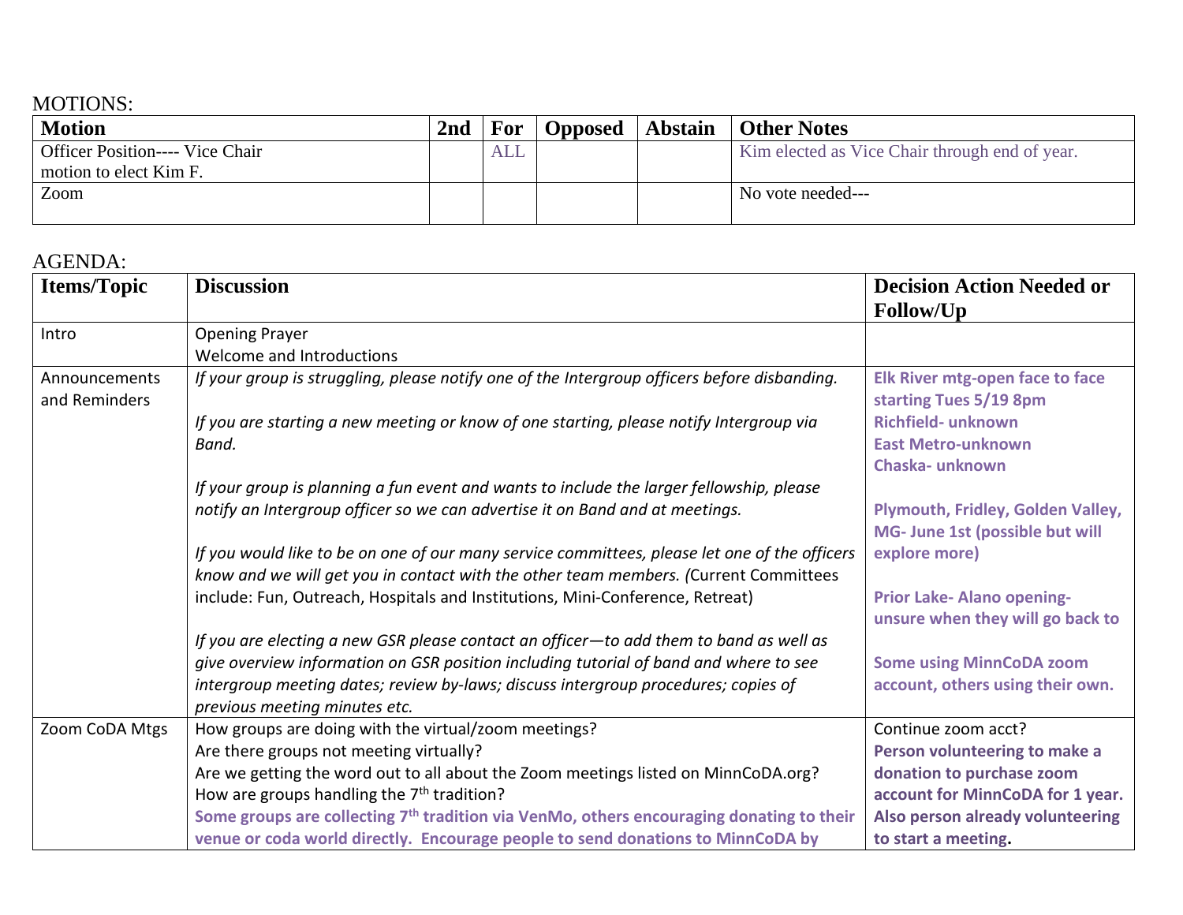MOTIONS:

| Motion | 2nd | For | Opposed | Abstain | Other Notes |
|---|---|---|---|---|---|
| Officer Position---- Vice Chair motion to elect Kim F. | | ALL | | | Kim elected as Vice Chair through end of year. |
| Zoom | | | | | No vote needed--- |

AGENDA:

| Items/Topic | Discussion | Decision Action Needed or Follow/Up |
|---|---|---|
| Intro | Opening Prayer<br>Welcome and Introductions | |
| Announcements and Reminders | *If your group is struggling, please notify one of the Intergroup officers before disbanding.*<br><br>*If you are starting a new meeting or know of one starting, please notify Intergroup via Band.*<br><br>*If your group is planning a fun event and wants to include the larger fellowship, please notify an Intergroup officer so we can advertise it on Band and at meetings.*<br><br>*If you would like to be on one of our many service committees, please let one of the officers know and we will get you in contact with the other team members. (*Current Committees include: Fun, Outreach, Hospitals and Institutions, Mini-Conference, Retreat)<br><br>*If you are electing a new GSR please contact an officer—to add them to band as well as give overview information on GSR position including tutorial of band and where to see intergroup meeting dates; review by-laws; discuss intergroup procedures; copies of previous meeting minutes etc.* | **Elk River mtg-open face to face starting Tues 5/19 8pm**<br>**Richfield- unknown**<br>**East Metro-unknown**<br>**Chaska- unknown**<br><br>**Plymouth, Fridley, Golden Valley, MG- June 1st (possible but will explore more)**<br><br>**Prior Lake- Alano opening- unsure when they will go back to**<br><br>**Some using MinnCoDA zoom account, others using their own.** |
| Zoom CoDA Mtgs | How groups are doing with the virtual/zoom meetings?<br>Are there groups not meeting virtually?<br>Are we getting the word out to all about the Zoom meetings listed on MinnCoDA.org?<br>How are groups handling the 7th tradition?<br>**Some groups are collecting 7th tradition via VenMo, others encouraging donating to their venue or coda world directly. Encourage people to send donations to MinnCoDA by** | Continue zoom acct?<br>**Person volunteering to make a donation to purchase zoom account for MinnCoDA for 1 year. Also person already volunteering to start a meeting.** |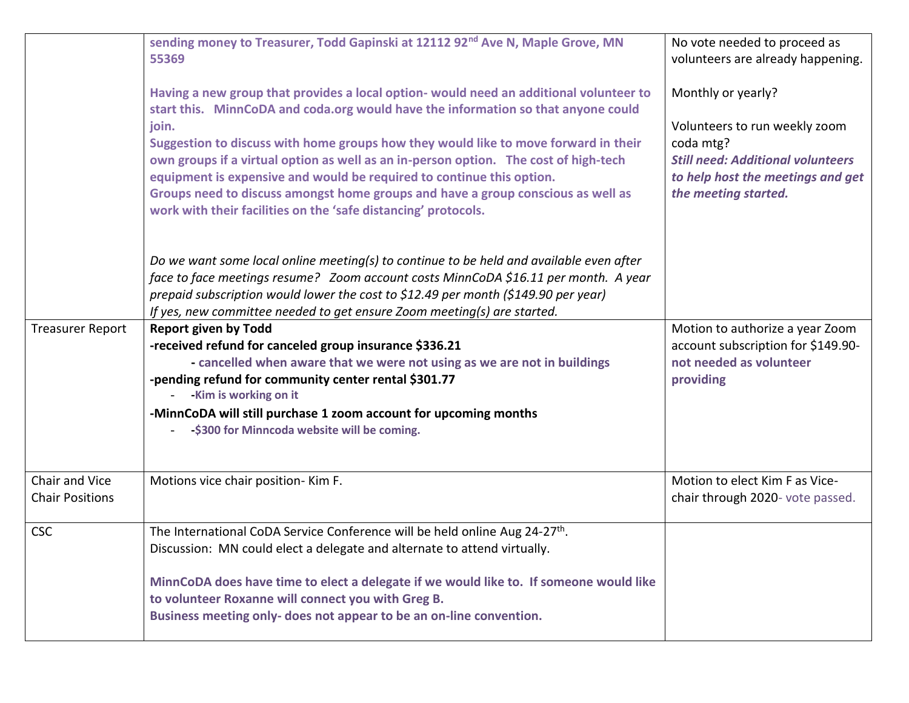| | | |
|---|---|---|
| | **sending money to Treasurer, Todd Gapinski at 12112 92nd Ave N, Maple Grove, MN 55369**<br><br>**Having a new group that provides a local option- would need an additional volunteer to start this. MinnCoDA and coda.org would have the information so that anyone could join.**<br>**Suggestion to discuss with home groups how they would like to move forward in their own groups if a virtual option as well as an in-person option. The cost of high-tech equipment is expensive and would be required to continue this option.**<br>**Groups need to discuss amongst home groups and have a group conscious as well as work with their facilities on the 'safe distancing' protocols.**<br><br>*Do we want some local online meeting(s) to continue to be held and available even after face to face meetings resume? Zoom account costs MinnCoDA $16.11 per month. A year prepaid subscription would lower the cost to $12.49 per month ($149.90 per year)*<br>*If yes, new committee needed to get ensure Zoom meeting(s) are started.* | No vote needed to proceed as volunteers are already happening.<br><br>Monthly or yearly?<br><br>Volunteers to run weekly zoom coda mtg?<br>***Still need: Additional volunteers to help host the meetings and get the meeting started.*** |
| Treasurer Report | **Report given by Todd**<br>**-received refund for canceled group insurance $336.21**<br>**- cancelled when aware that we were not using as we are not in buildings**<br>**-pending refund for community center rental $301.77**<br>- **-Kim is working on it**<br>**-MinnCoDA will still purchase 1 zoom account for upcoming months**<br>- **-$300 for Minncoda website will be coming.** | Motion to authorize a year Zoom account subscription for $149.90- **not needed as volunteer providing** |
| Chair and Vice Chair Positions | Motions vice chair position- Kim F. | Motion to elect Kim F as Vice-chair through 2020- vote passed. |
| CSC | The International CoDA Service Conference will be held online Aug 24-27th.<br>Discussion: MN could elect a delegate and alternate to attend virtually.<br><br>**MinnCoDA does have time to elect a delegate if we would like to. If someone would like to volunteer Roxanne will connect you with Greg B.**<br>**Business meeting only- does not appear to be an on-line convention.** | |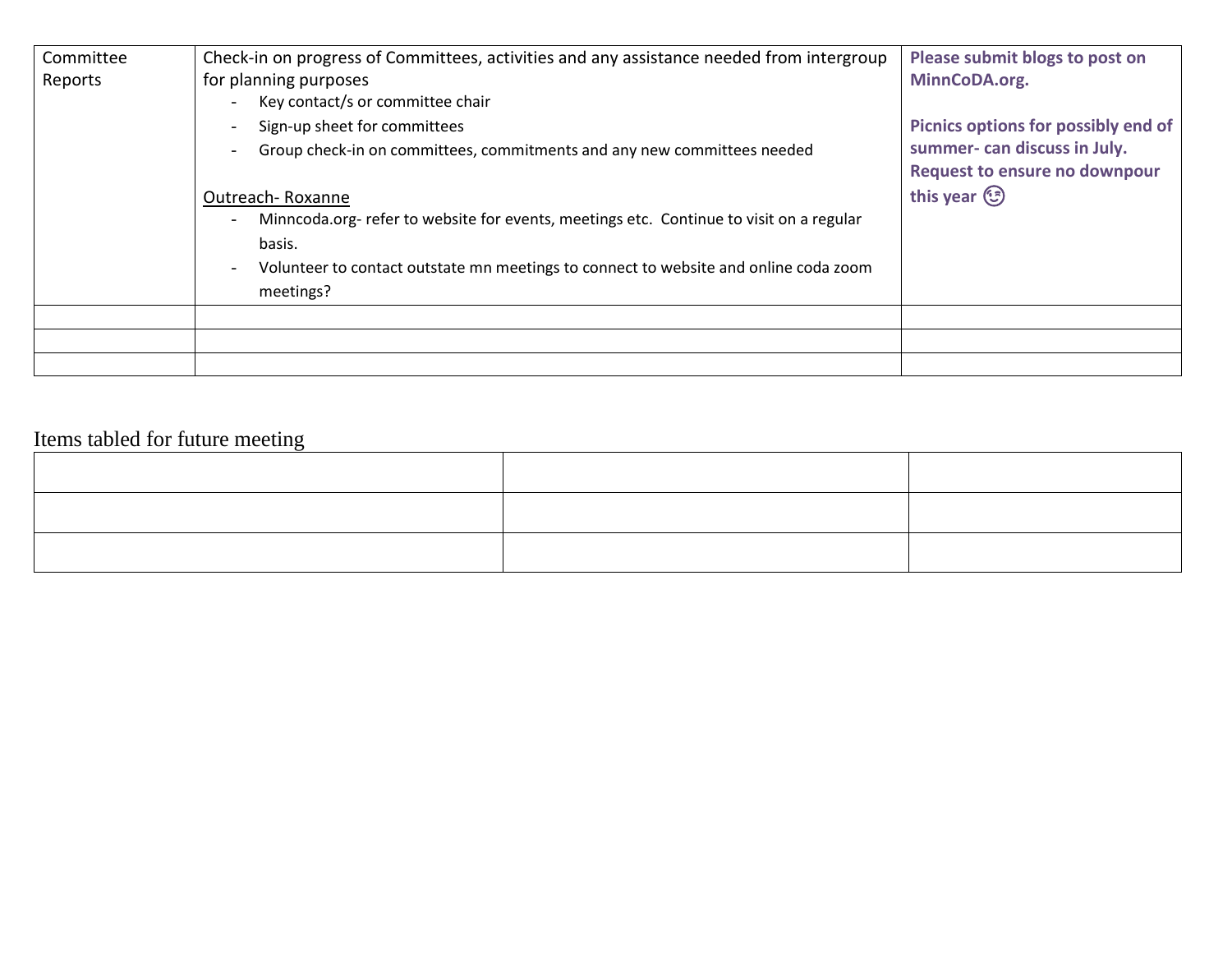| | | |
|---|---|---|
| Committee Reports | Check-in on progress of Committees, activities and any assistance needed from intergroup for planning purposes<br>- Key contact/s or committee chair<br>- Sign-up sheet for committees<br>- Group check-in on committees, commitments and any new committees needed<br><br><u>Outreach- Roxanne</u><br>- Minncoda.org- refer to website for events, meetings etc. Continue to visit on a regular basis.<br>- Volunteer to contact outstate mn meetings to connect to website and online coda zoom meetings? | **Please submit blogs to post on MinnCoDA.org.**<br><br>**Picnics options for possibly end of summer- can discuss in July. Request to ensure no downpour this year 😉** |
| | | |
| | | |
| | | |

Items tabled for future meeting

| | | |
|---|---|---|
| | | |
| | | |
| | | |